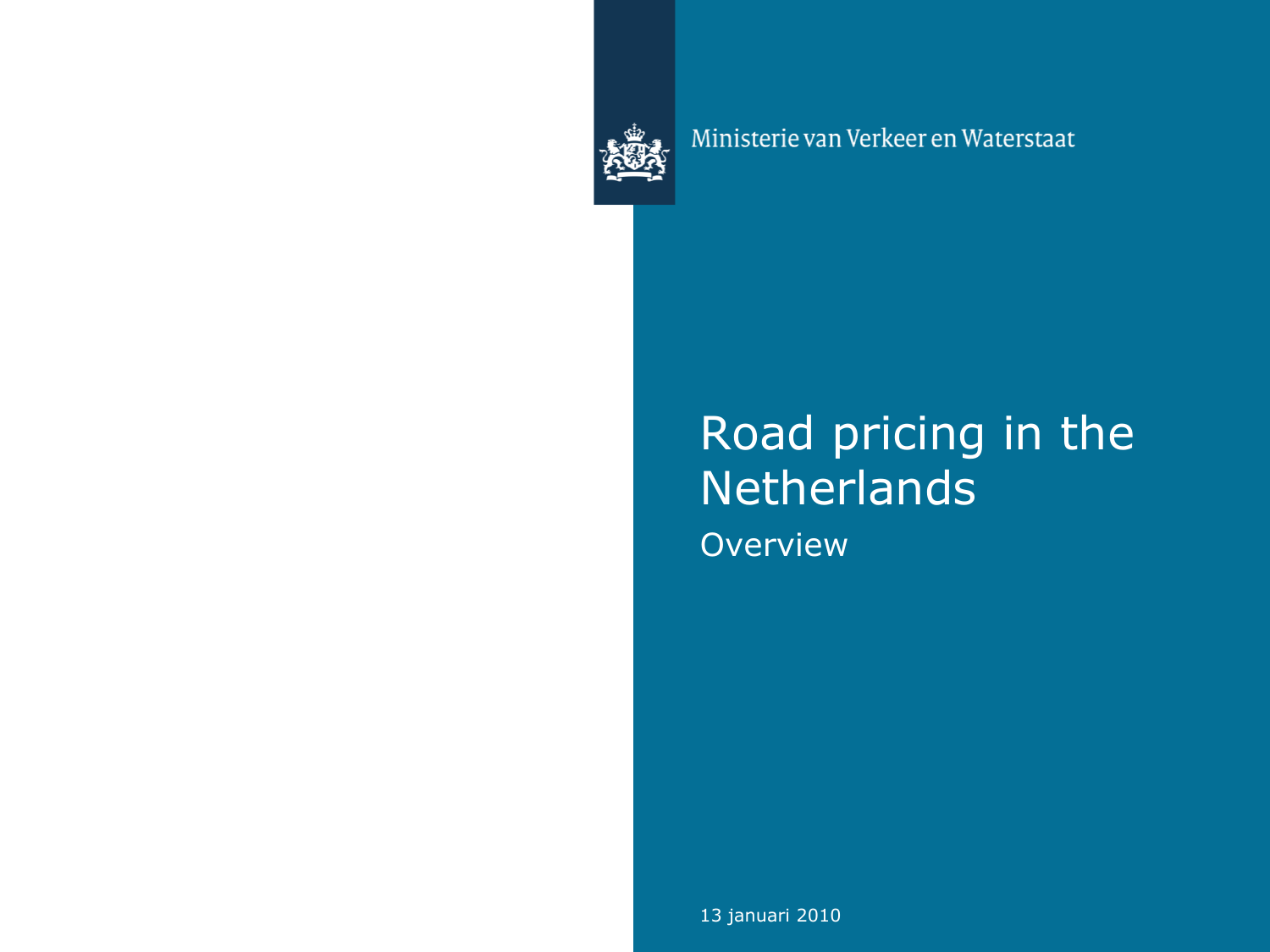Ministerie van Verkeer en Waterstaat

# Road pricing in the Netherlands

## Overview

13 januari 2010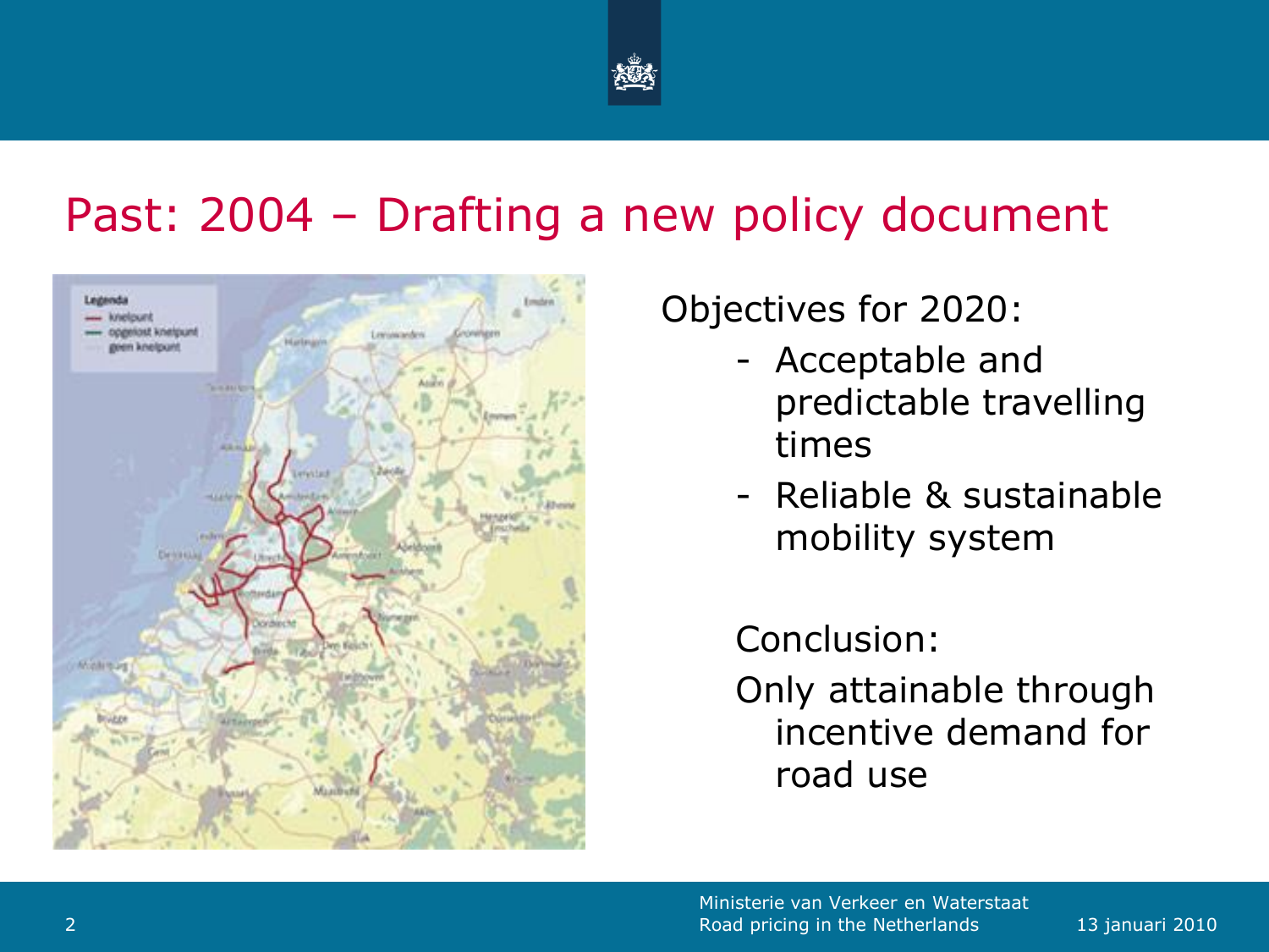# Past: 2004 – Drafting a new policy document

Objectives for 2020:

- Acceptable and predictable travelling times
- Reliable & sustainable mobility system

Conclusion:

Only attainable through incentive demand for road use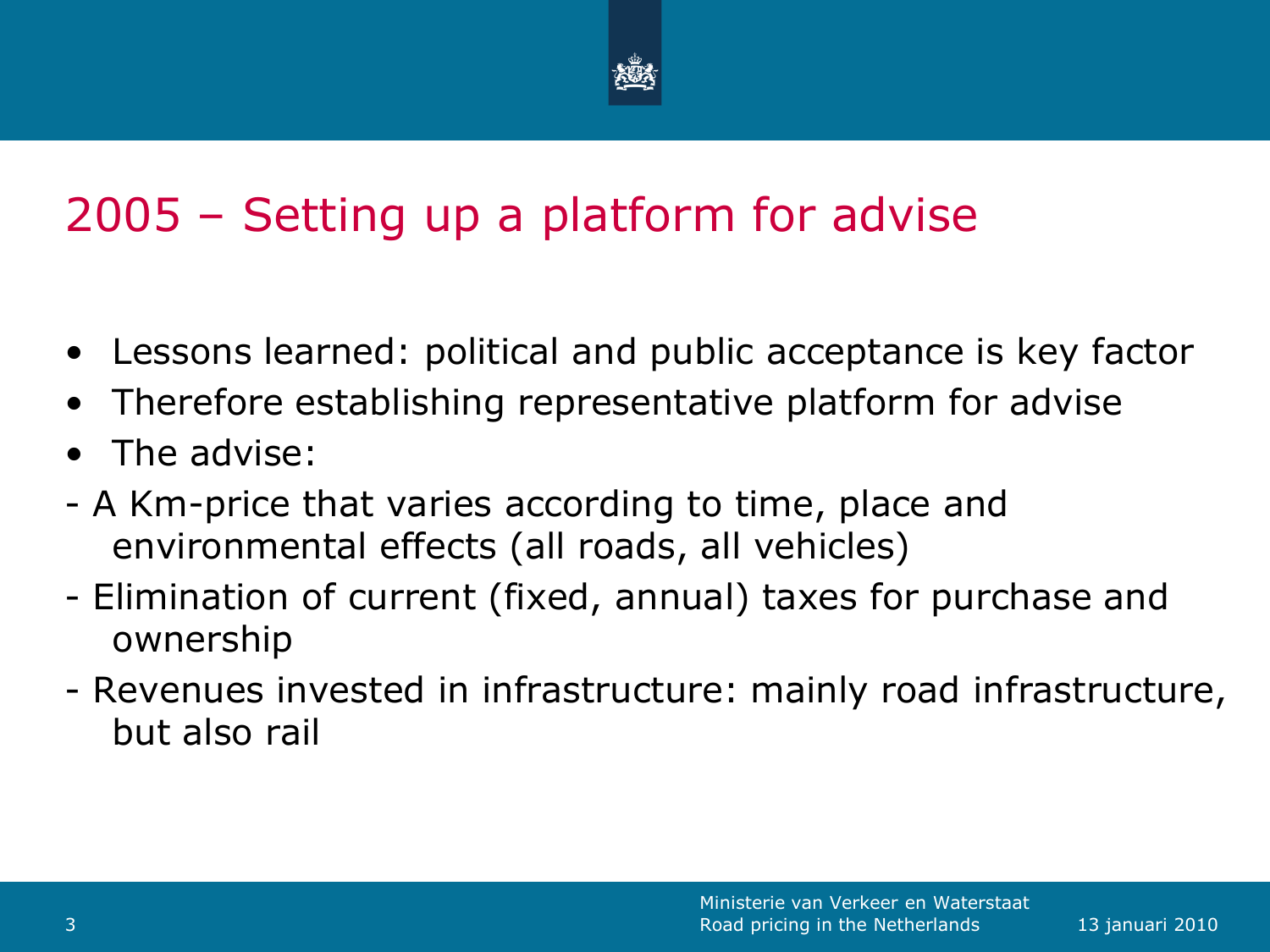# 2005 – Setting up a platform for advise

- Lessons learned: political and public acceptance is key factor
- Therefore establishing representative platform for advise
- The advise:

- A Km-price that varies according to time, place and environmental effects (all roads, all vehicles)
- Elimination of current (fixed, annual) taxes for purchase and ownership
- Revenues invested in infrastructure: mainly road infrastructure, but also rail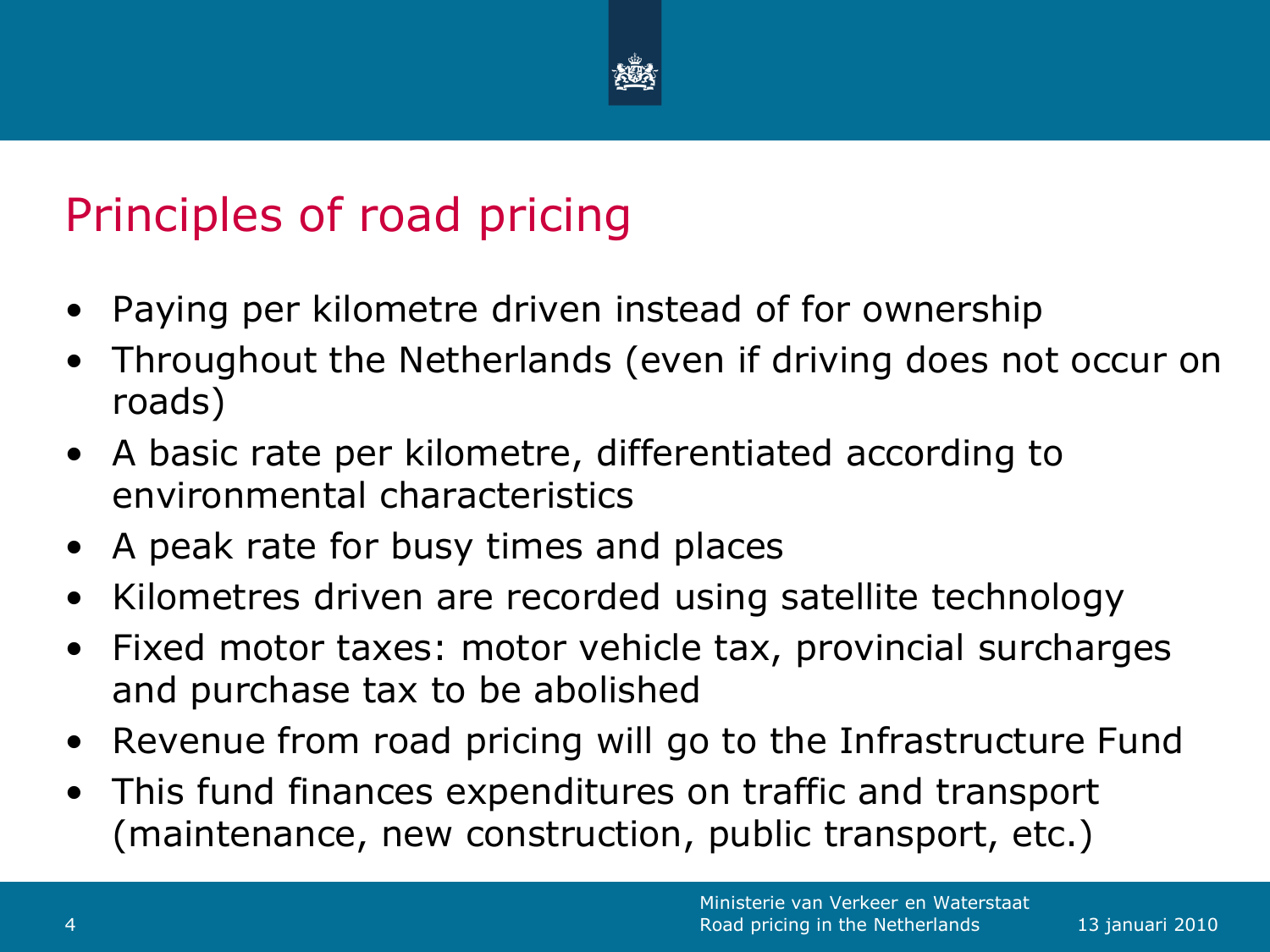# Principles of road pricing

- Paying per kilometre driven instead of for ownership
- Throughout the Netherlands (even if driving does not occur on roads)
- A basic rate per kilometre, differentiated according to environmental characteristics
- A peak rate for busy times and places
- Kilometres driven are recorded using satellite technology
- Fixed motor taxes: motor vehicle tax, provincial surcharges and purchase tax to be abolished
- Revenue from road pricing will go to the Infrastructure Fund
- This fund finances expenditures on traffic and transport (maintenance, new construction, public transport, etc.)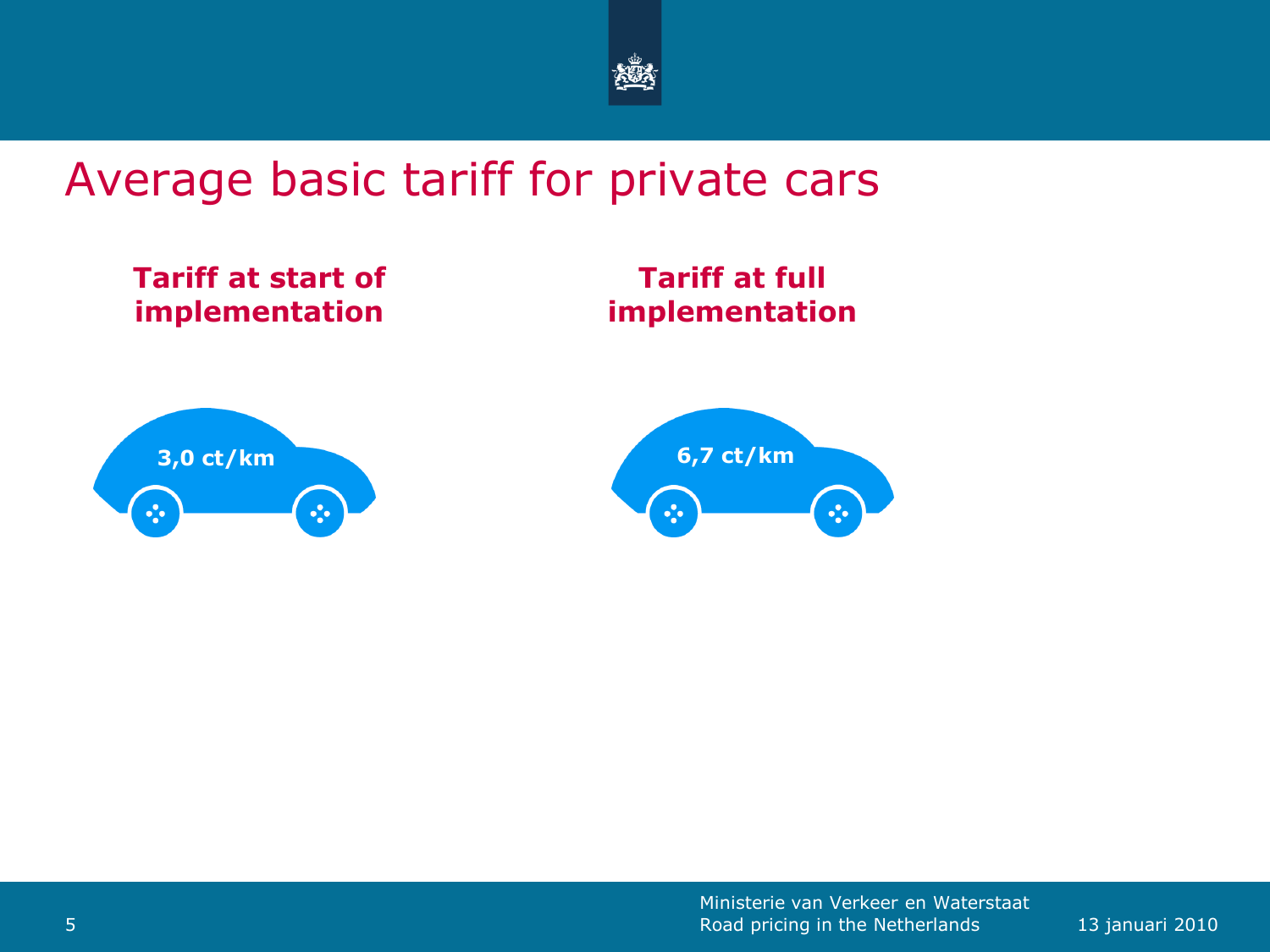# Average basic tariff for private cars

**Tariff at start of implementation**

3,0 ct/km

**Tariff at full implementation**

6,7 ct/km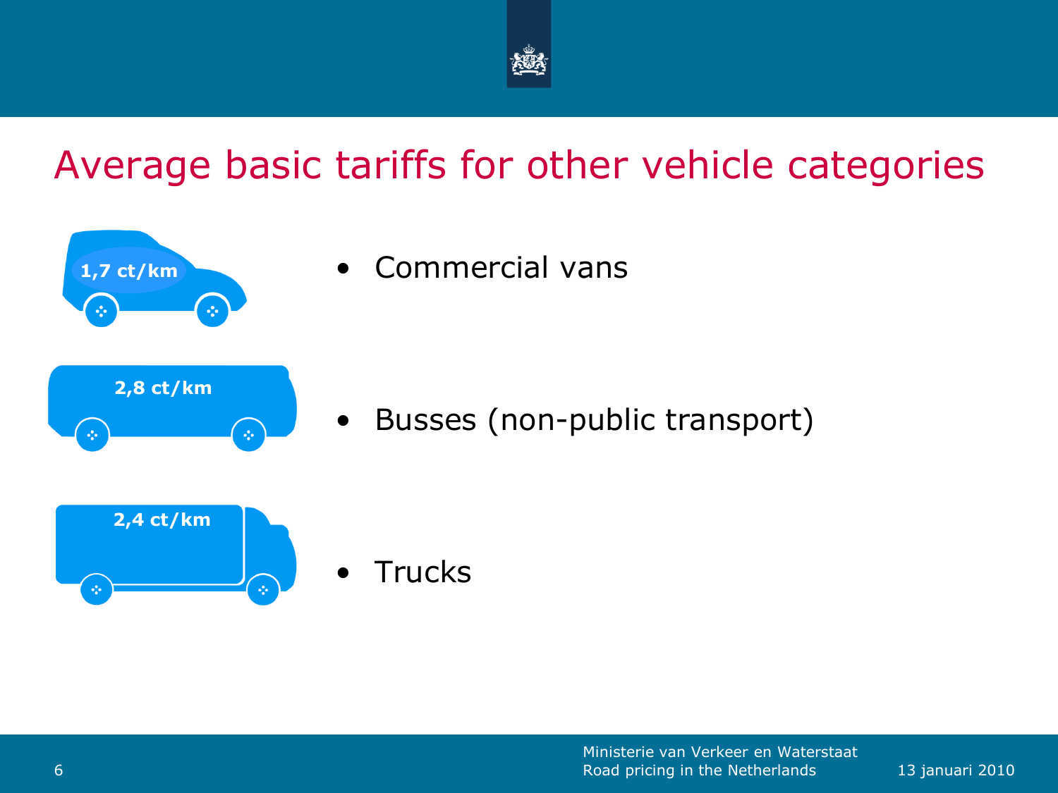# Average basic tariffs for other vehicle categories

1,7 ct/km
- Commercial vans

2,8 ct/km
- Busses (non-public transport)

2,4 ct/km
- Trucks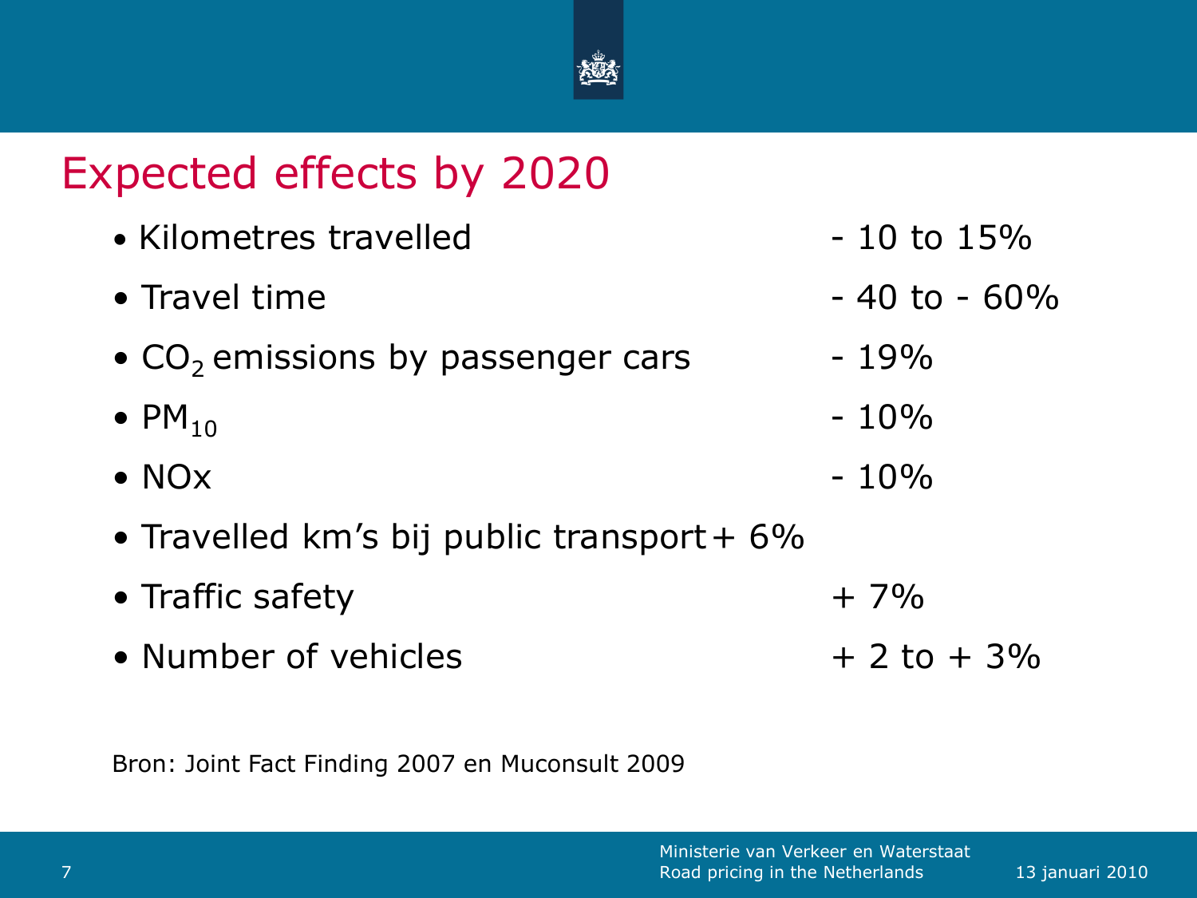# Expected effects by 2020

| Effect | Change |
| --- | --- |
| Kilometres travelled | - 10 to 15% |
| Travel time | - 40 to - 60% |
| $CO_2$ emissions by passenger cars | - 19% |
| $PM_{10}$ | - 10% |
| NOx | - 10% |
| Travelled km's bij public transport | + 6% |
| Traffic safety | + 7% |
| Number of vehicles | + 2 to + 3% |

Bron: Joint Fact Finding 2007 en Muconsult 2009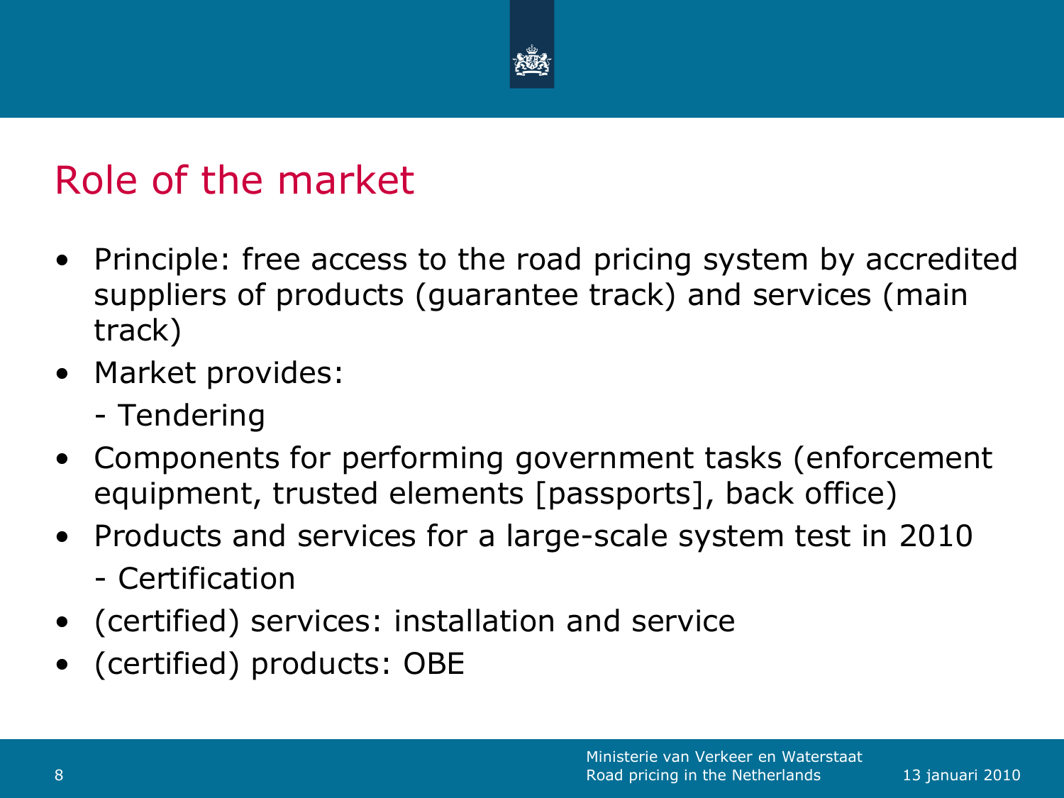# Role of the market

- Principle: free access to the road pricing system by accredited suppliers of products (guarantee track) and services (main track)
- Market provides:
  - Tendering
- Components for performing government tasks (enforcement equipment, trusted elements [passports], back office)
- Products and services for a large-scale system test in 2010
  - Certification
- (certified) services: installation and service
- (certified) products: OBE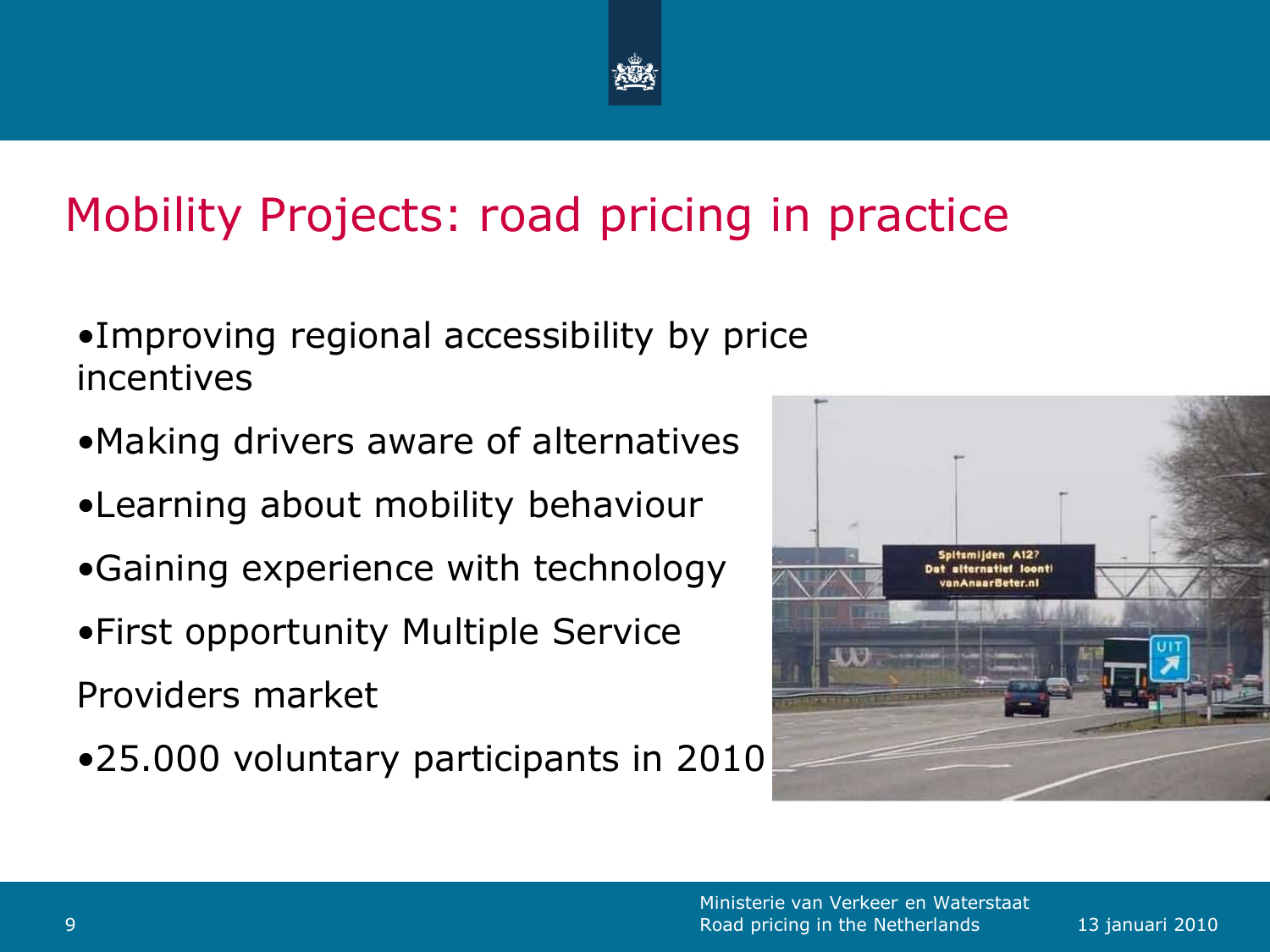# Mobility Projects: road pricing in practice

- Improving regional accessibility by price incentives
- Making drivers aware of alternatives
- Learning about mobility behaviour
- Gaining experience with technology
- First opportunity Multiple Service Providers market
- 25.000 voluntary participants in 2010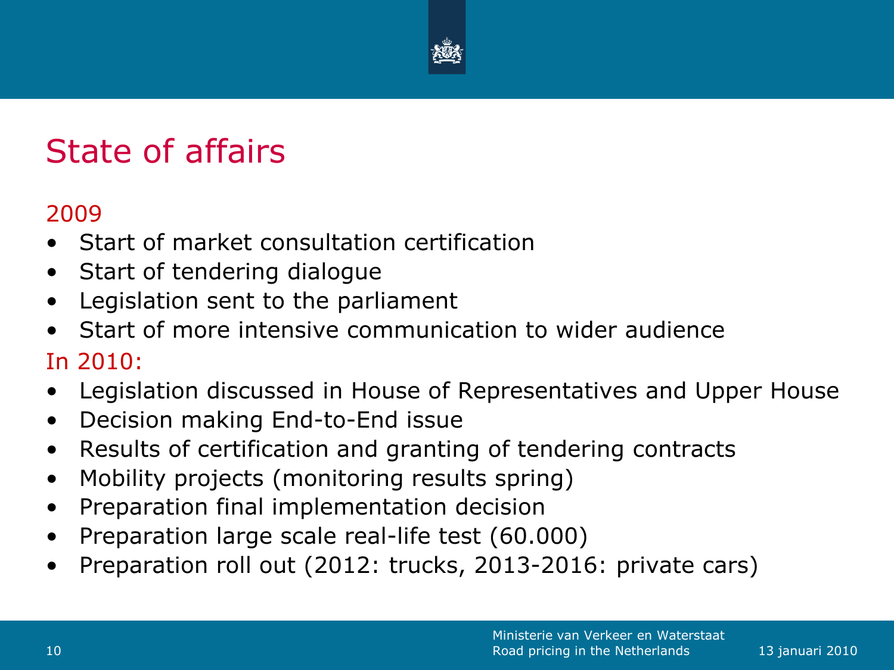# State of affairs

2009

- Start of market consultation certification
- Start of tendering dialogue
- Legislation sent to the parliament
- Start of more intensive communication to wider audience

In 2010:

- Legislation discussed in House of Representatives and Upper House
- Decision making End-to-End issue
- Results of certification and granting of tendering contracts
- Mobility projects (monitoring results spring)
- Preparation final implementation decision
- Preparation large scale real-life test (60.000)
- Preparation roll out (2012: trucks, 2013-2016: private cars)